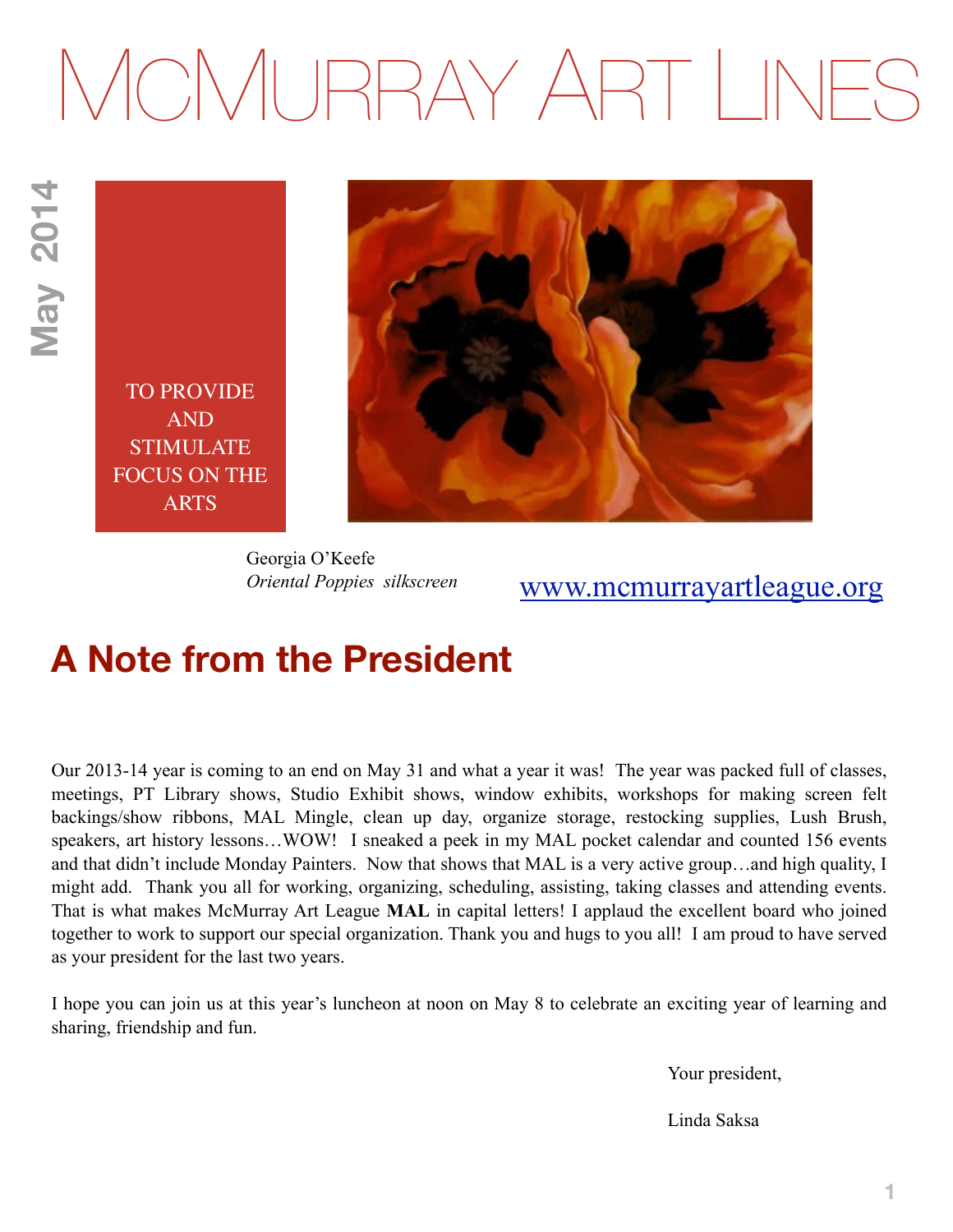# McMurray Art Lines

May 2014

TO PROVIDE AND STIMULATE FOCUS ON THE ARTS

Georgia O'Keefe
*Oriental Poppies silkscreen*

www.mcmurrayartleague.org

## A Note from the President

Our 2013-14 year is coming to an end on May 31 and what a year it was! The year was packed full of classes, meetings, PT Library shows, Studio Exhibit shows, window exhibits, workshops for making screen felt backings/show ribbons, MAL Mingle, clean up day, organize storage, restocking supplies, Lush Brush, speakers, art history lessons…WOW! I sneaked a peek in my MAL pocket calendar and counted 156 events and that didn't include Monday Painters. Now that shows that MAL is a very active group…and high quality, I might add. Thank you all for working, organizing, scheduling, assisting, taking classes and attending events. That is what makes McMurray Art League **MAL** in capital letters! I applaud the excellent board who joined together to work to support our special organization. Thank you and hugs to you all! I am proud to have served as your president for the last two years.

I hope you can join us at this year's luncheon at noon on May 8 to celebrate an exciting year of learning and sharing, friendship and fun.

Your president,

Linda Saksa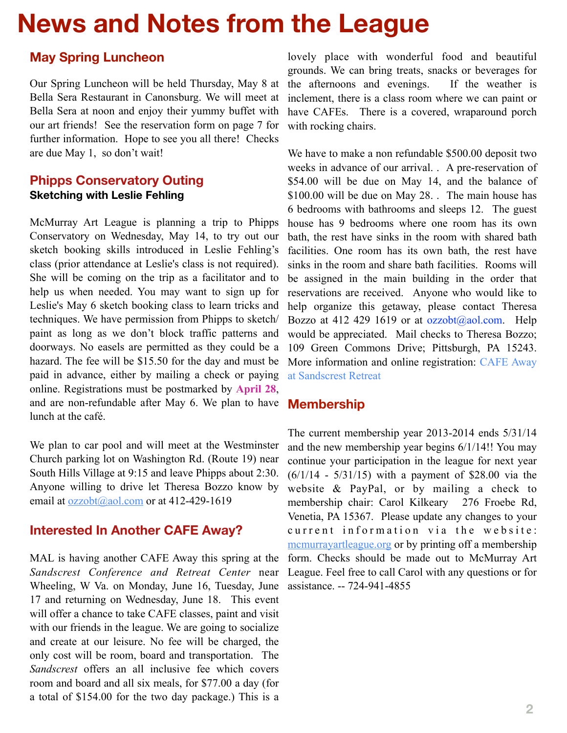# News and Notes from the League

## May Spring Luncheon

Our Spring Luncheon will be held Thursday, May 8 at Bella Sera Restaurant in Canonsburg. We will meet at Bella Sera at noon and enjoy their yummy buffet with our art friends! See the reservation form on page 7 for further information. Hope to see you all there! Checks are due May 1, so don't wait!

## Phipps Conservatory Outing

**Sketching with Leslie Fehling**

McMurray Art League is planning a trip to Phipps Conservatory on Wednesday, May 14, to try out our sketch booking skills introduced in Leslie Fehling's class (prior attendance at Leslie's class is not required). She will be coming on the trip as a facilitator and to help us when needed. You may want to sign up for Leslie's May 6 sketch booking class to learn tricks and techniques. We have permission from Phipps to sketch/ paint as long as we don't block traffic patterns and doorways. No easels are permitted as they could be a hazard. The fee will be $15.50 for the day and must be paid in advance, either by mailing a check or paying online. Registrations must be postmarked by **April 28**, and are non-refundable after May 6. We plan to have lunch at the café.

We plan to car pool and will meet at the Westminster Church parking lot on Washington Rd. (Route 19) near South Hills Village at 9:15 and leave Phipps about 2:30. Anyone willing to drive let Theresa Bozzo know by email at ozzobt@aol.com or at 412-429-1619

## Interested In Another CAFE Away?

MAL is having another CAFE Away this spring at the *Sandscrest Conference and Retreat Center* near Wheeling, W Va. on Monday, June 16, Tuesday, June 17 and returning on Wednesday, June 18. This event will offer a chance to take CAFE classes, paint and visit with our friends in the league. We are going to socialize and create at our leisure. No fee will be charged, the only cost will be room, board and transportation. The *Sandscrest* offers an all inclusive fee which covers room and board and all six meals, for $77.00 a day (for a total of $154.00 for the two day package.) This is a lovely place with wonderful food and beautiful grounds. We can bring treats, snacks or beverages for the afternoons and evenings. If the weather is inclement, there is a class room where we can paint or have CAFEs. There is a covered, wraparound porch with rocking chairs.

We have to make a non refundable $500.00 deposit two weeks in advance of our arrival. . A pre-reservation of $54.00 will be due on May 14, and the balance of $100.00 will be due on May 28. . The main house has 6 bedrooms with bathrooms and sleeps 12. The guest house has 9 bedrooms where one room has its own bath, the rest have sinks in the room with shared bath facilities. One room has its own bath, the rest have sinks in the room and share bath facilities. Rooms will be assigned in the main building in the order that reservations are received. Anyone who would like to help organize this getaway, please contact Theresa Bozzo at 412 429 1619 or at ozzobt@aol.com. Help would be appreciated. Mail checks to Theresa Bozzo; 109 Green Commons Drive; Pittsburgh, PA 15243. More information and online registration: CAFE Away at Sandscrest Retreat

## Membership

The current membership year 2013-2014 ends 5/31/14 and the new membership year begins 6/1/14!! You may continue your participation in the league for next year (6/1/14 - 5/31/15) with a payment of $28.00 via the website & PayPal, or by mailing a check to membership chair: Carol Kilkeary 276 Froebe Rd, Venetia, PA 15367. Please update any changes to your current information via the website: mcmurrayartleague.org or by printing off a membership form. Checks should be made out to McMurray Art League. Feel free to call Carol with any questions or for assistance. -- 724-941-4855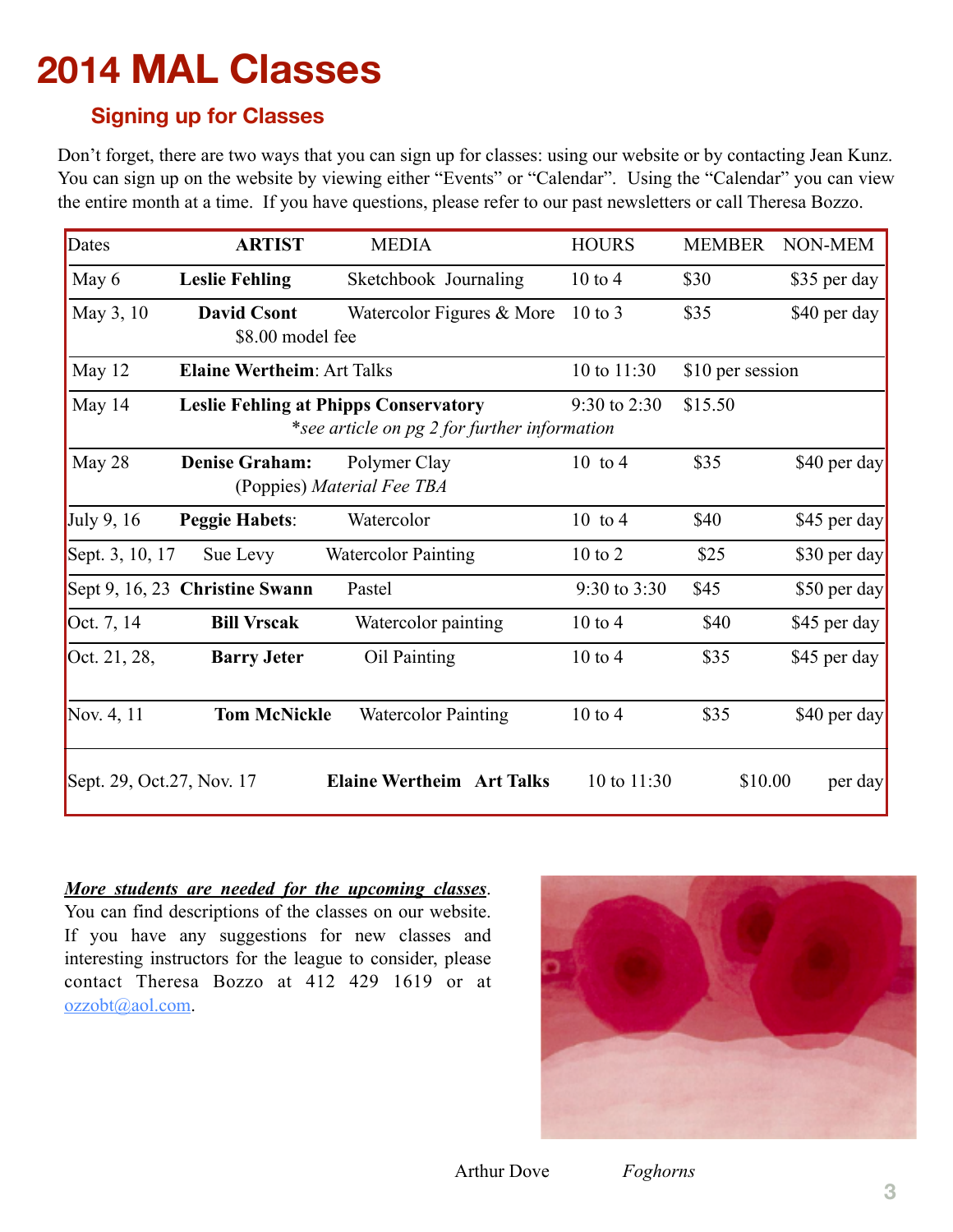# 2014 MAL Classes

## Signing up for Classes

Don't forget, there are two ways that you can sign up for classes: using our website or by contacting Jean Kunz. You can sign up on the website by viewing either "Events" or "Calendar". Using the "Calendar" you can view the entire month at a time. If you have questions, please refer to our past newsletters or call Theresa Bozzo.

| Dates | ARTIST | MEDIA | HOURS | MEMBER | NON-MEM |
|---|---|---|---|---|---|
| May 6 | **Leslie Fehling** | Sketchbook Journaling | 10 to 4 | $30 | $35 per day |
| May 3, 10 | **David Csont** $8.00 model fee | Watercolor Figures & More | 10 to 3 | $35 | $40 per day |
| May 12 | **Elaine Wertheim**: Art Talks | | 10 to 11:30 | $10 per session | |
| May 14 | **Leslie Fehling at Phipps Conservatory** *\*see article on pg 2 for further information* | | 9:30 to 2:30 | $15.50 | |
| May 28 | **Denise Graham:** (Poppies) *Material Fee TBA* | Polymer Clay | 10 to 4 | $35 | $40 per day |
| July 9, 16 | **Peggie Habets**: | Watercolor | 10 to 4 | $40 | $45 per day |
| Sept. 3, 10, 17 | Sue Levy | Watercolor Painting | 10 to 2 | $25 | $30 per day |
| Sept 9, 16, 23 | **Christine Swann** | Pastel | 9:30 to 3:30 | $45 | $50 per day |
| Oct. 7, 14 | **Bill Vrscak** | Watercolor painting | 10 to 4 | $40 | $45 per day |
| Oct. 21, 28, | **Barry Jeter** | Oil Painting | 10 to 4 | $35 | $45 per day |
| Nov. 4, 11 | **Tom McNickle** | Watercolor Painting | 10 to 4 | $35 | $40 per day |
| Sept. 29, Oct.27, Nov. 17 | **Elaine Wertheim** | **Art Talks** | 10 to 11:30 | $10.00 | per day |

***More students are needed for the upcoming classes***. You can find descriptions of the classes on our website. If you have any suggestions for new classes and interesting instructors for the league to consider, please contact Theresa Bozzo at 412 429 1619 or at ozzobt@aol.com.

Arthur Dove *Foghorns*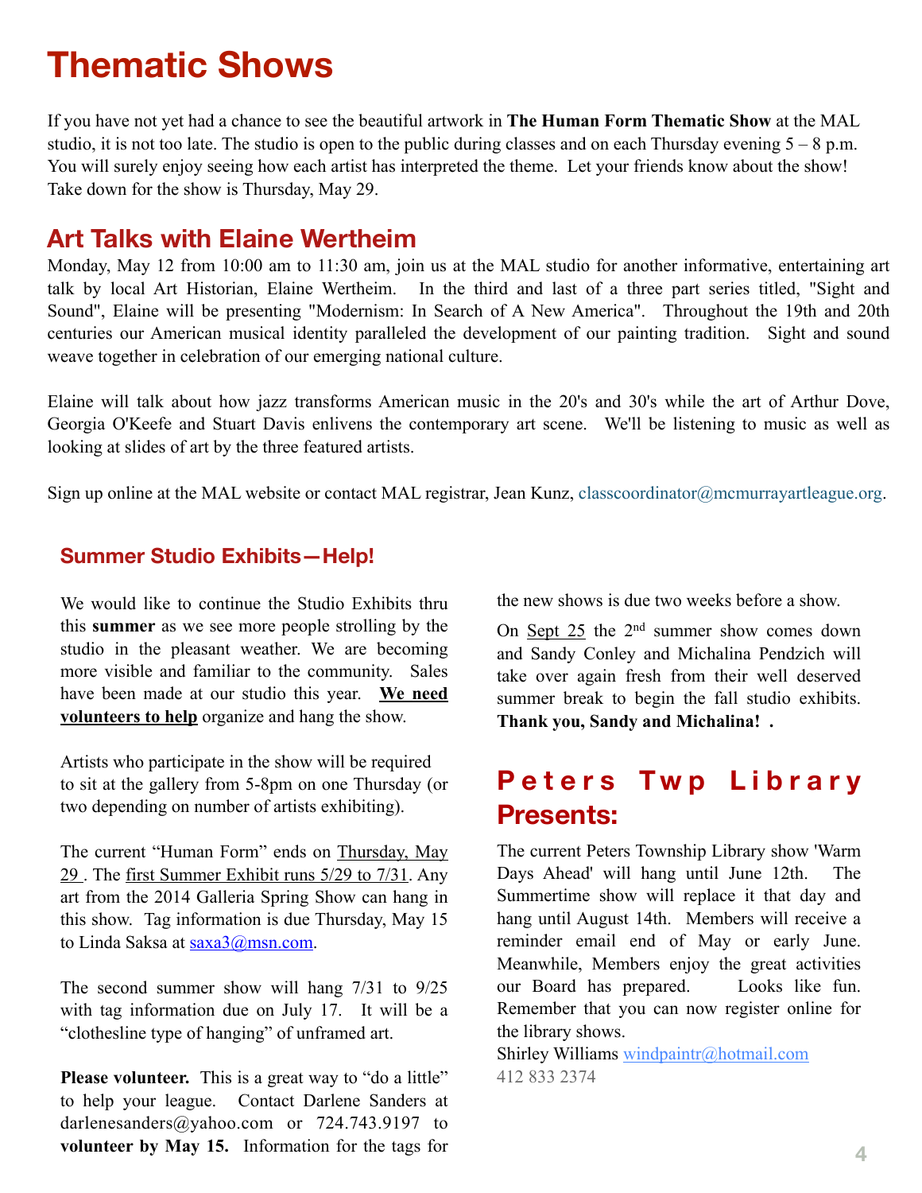# Thematic Shows

If you have not yet had a chance to see the beautiful artwork in **The Human Form Thematic Show** at the MAL studio, it is not too late. The studio is open to the public during classes and on each Thursday evening 5 – 8 p.m. You will surely enjoy seeing how each artist has interpreted the theme. Let your friends know about the show! Take down for the show is Thursday, May 29.

## Art Talks with Elaine Wertheim

Monday, May 12 from 10:00 am to 11:30 am, join us at the MAL studio for another informative, entertaining art talk by local Art Historian, Elaine Wertheim. In the third and last of a three part series titled, "Sight and Sound", Elaine will be presenting "Modernism: In Search of A New America". Throughout the 19th and 20th centuries our American musical identity paralleled the development of our painting tradition. Sight and sound weave together in celebration of our emerging national culture.

Elaine will talk about how jazz transforms American music in the 20's and 30's while the art of Arthur Dove, Georgia O'Keefe and Stuart Davis enlivens the contemporary art scene. We'll be listening to music as well as looking at slides of art by the three featured artists.

Sign up online at the MAL website or contact MAL registrar, Jean Kunz, classcoordinator@mcmurrayartleague.org.

### Summer Studio Exhibits—Help!

We would like to continue the Studio Exhibits thru this **summer** as we see more people strolling by the studio in the pleasant weather. We are becoming more visible and familiar to the community. Sales have been made at our studio this year. **We need volunteers to help** organize and hang the show.

Artists who participate in the show will be required to sit at the gallery from 5-8pm on one Thursday (or two depending on number of artists exhibiting).

The current "Human Form" ends on Thursday, May 29 . The first Summer Exhibit runs 5/29 to 7/31. Any art from the 2014 Galleria Spring Show can hang in this show. Tag information is due Thursday, May 15 to Linda Saksa at saxa3@msn.com.

The second summer show will hang 7/31 to 9/25 with tag information due on July 17. It will be a "clothesline type of hanging" of unframed art.

**Please volunteer.** This is a great way to "do a little" to help your league. Contact Darlene Sanders at darlenesanders@yahoo.com or 724.743.9197 to **volunteer by May 15.** Information for the tags for the new shows is due two weeks before a show.

On Sept 25 the 2nd summer show comes down and Sandy Conley and Michalina Pendzich will take over again fresh from their well deserved summer break to begin the fall studio exhibits. **Thank you, Sandy and Michalina! .**

## Peters Twp Library Presents:

The current Peters Township Library show 'Warm Days Ahead' will hang until June 12th. The Summertime show will replace it that day and hang until August 14th. Members will receive a reminder email end of May or early June. Meanwhile, Members enjoy the great activities our Board has prepared. Looks like fun. Remember that you can now register online for the library shows.

Shirley Williams windpaintr@hotmail.com
412 833 2374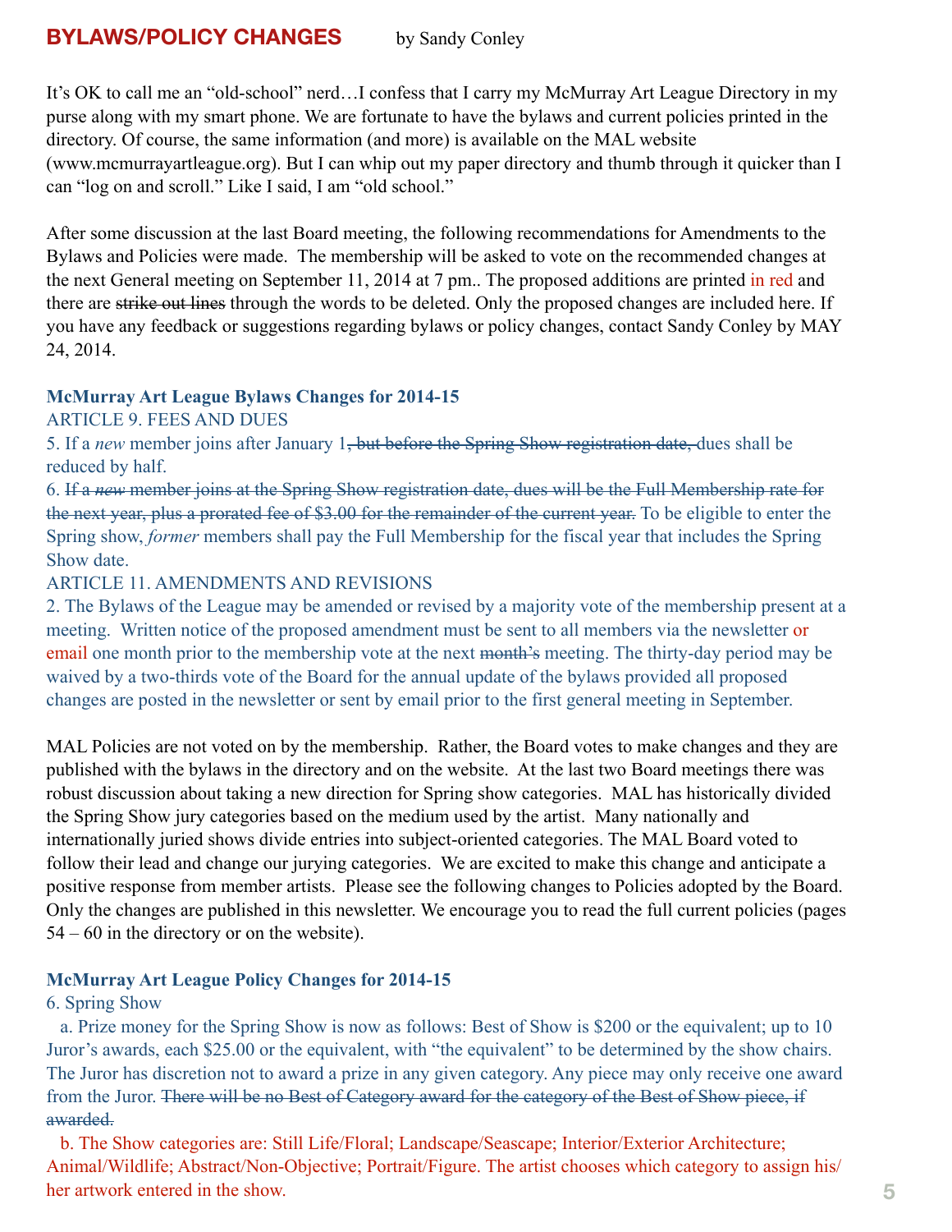## BYLAWS/POLICY CHANGES

by Sandy Conley

It's OK to call me an "old-school" nerd…I confess that I carry my McMurray Art League Directory in my purse along with my smart phone. We are fortunate to have the bylaws and current policies printed in the directory. Of course, the same information (and more) is available on the MAL website (www.mcmurrayartleague.org). But I can whip out my paper directory and thumb through it quicker than I can "log on and scroll." Like I said, I am "old school."

After some discussion at the last Board meeting, the following recommendations for Amendments to the Bylaws and Policies were made. The membership will be asked to vote on the recommended changes at the next General meeting on September 11, 2014 at 7 pm.. The proposed additions are printed in red and there are ~~strike out lines~~ through the words to be deleted. Only the proposed changes are included here. If you have any feedback or suggestions regarding bylaws or policy changes, contact Sandy Conley by MAY 24, 2014.

**McMurray Art League Bylaws Changes for 2014-15**

ARTICLE 9. FEES AND DUES

5. If a *new* member joins after January 1~~, but before the Spring Show registration date,~~ dues shall be reduced by half.

6. ~~If a *new* member joins at the Spring Show registration date, dues will be the Full Membership rate for the next year, plus a prorated fee of $3.00 for the remainder of the current year.~~ To be eligible to enter the Spring show, *former* members shall pay the Full Membership for the fiscal year that includes the Spring Show date.

ARTICLE 11. AMENDMENTS AND REVISIONS

2. The Bylaws of the League may be amended or revised by a majority vote of the membership present at a meeting. Written notice of the proposed amendment must be sent to all members via the newsletter or email one month prior to the membership vote at the next ~~month's~~ meeting. The thirty-day period may be waived by a two-thirds vote of the Board for the annual update of the bylaws provided all proposed changes are posted in the newsletter or sent by email prior to the first general meeting in September.

MAL Policies are not voted on by the membership. Rather, the Board votes to make changes and they are published with the bylaws in the directory and on the website. At the last two Board meetings there was robust discussion about taking a new direction for Spring show categories. MAL has historically divided the Spring Show jury categories based on the medium used by the artist. Many nationally and internationally juried shows divide entries into subject-oriented categories. The MAL Board voted to follow their lead and change our jurying categories. We are excited to make this change and anticipate a positive response from member artists. Please see the following changes to Policies adopted by the Board. Only the changes are published in this newsletter. We encourage you to read the full current policies (pages 54 – 60 in the directory or on the website).

**McMurray Art League Policy Changes for 2014-15**

6. Spring Show

a. Prize money for the Spring Show is now as follows: Best of Show is $200 or the equivalent; up to 10 Juror's awards, each $25.00 or the equivalent, with "the equivalent" to be determined by the show chairs. The Juror has discretion not to award a prize in any given category. Any piece may only receive one award from the Juror. ~~There will be no Best of Category award for the category of the Best of Show piece, if awarded.~~

b. The Show categories are: Still Life/Floral; Landscape/Seascape; Interior/Exterior Architecture; Animal/Wildlife; Abstract/Non-Objective; Portrait/Figure. The artist chooses which category to assign his/her artwork entered in the show.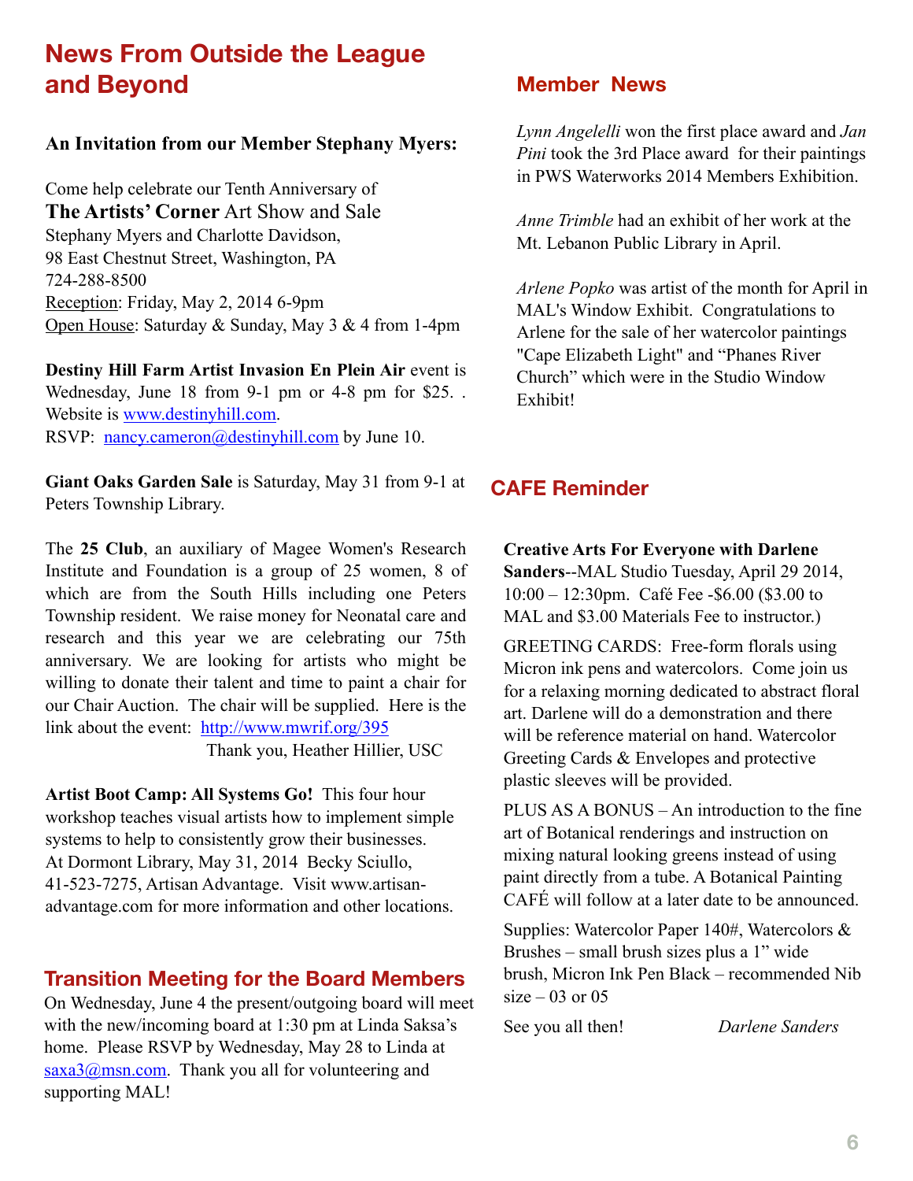## News From Outside the League and Beyond

**An Invitation from our Member Stephany Myers:**

Come help celebrate our Tenth Anniversary of
**The Artists' Corner** Art Show and Sale
Stephany Myers and Charlotte Davidson,
98 East Chestnut Street, Washington, PA
724-288-8500
Reception: Friday, May 2, 2014 6-9pm
Open House: Saturday & Sunday, May 3 & 4 from 1-4pm

**Destiny Hill Farm Artist Invasion En Plein Air** event is Wednesday, June 18 from 9-1 pm or 4-8 pm for $25. . Website is www.destinyhill.com.
RSVP: nancy.cameron@destinyhill.com by June 10.

**Giant Oaks Garden Sale** is Saturday, May 31 from 9-1 at Peters Township Library.

The **25 Club**, an auxiliary of Magee Women's Research Institute and Foundation is a group of 25 women, 8 of which are from the South Hills including one Peters Township resident. We raise money for Neonatal care and research and this year we are celebrating our 75th anniversary. We are looking for artists who might be willing to donate their talent and time to paint a chair for our Chair Auction. The chair will be supplied. Here is the link about the event: http://www.mwrif.org/395

Thank you, Heather Hillier, USC

**Artist Boot Camp: All Systems Go!** This four hour workshop teaches visual artists how to implement simple systems to help to consistently grow their businesses. At Dormont Library, May 31, 2014 Becky Sciullo, 41-523-7275, Artisan Advantage. Visit www.artisan-advantage.com for more information and other locations.

## Transition Meeting for the Board Members

On Wednesday, June 4 the present/outgoing board will meet with the new/incoming board at 1:30 pm at Linda Saksa's home. Please RSVP by Wednesday, May 28 to Linda at saxa3@msn.com. Thank you all for volunteering and supporting MAL!

## Member News

*Lynn Angelelli* won the first place award and *Jan Pini* took the 3rd Place award for their paintings in PWS Waterworks 2014 Members Exhibition.

*Anne Trimble* had an exhibit of her work at the Mt. Lebanon Public Library in April.

*Arlene Popko* was artist of the month for April in MAL's Window Exhibit. Congratulations to Arlene for the sale of her watercolor paintings "Cape Elizabeth Light" and "Phanes River Church" which were in the Studio Window Exhibit!

## CAFE Reminder

**Creative Arts For Everyone with Darlene Sanders**--MAL Studio Tuesday, April 29 2014, 10:00 – 12:30pm. Café Fee -$6.00 ($3.00 to MAL and $3.00 Materials Fee to instructor.)

GREETING CARDS: Free-form florals using Micron ink pens and watercolors. Come join us for a relaxing morning dedicated to abstract floral art. Darlene will do a demonstration and there will be reference material on hand. Watercolor Greeting Cards & Envelopes and protective plastic sleeves will be provided.

PLUS AS A BONUS – An introduction to the fine art of Botanical renderings and instruction on mixing natural looking greens instead of using paint directly from a tube. A Botanical Painting CAFÉ will follow at a later date to be announced.

Supplies: Watercolor Paper 140#, Watercolors & Brushes – small brush sizes plus a 1" wide brush, Micron Ink Pen Black – recommended Nib size – 03 or 05

See you all then! *Darlene Sanders*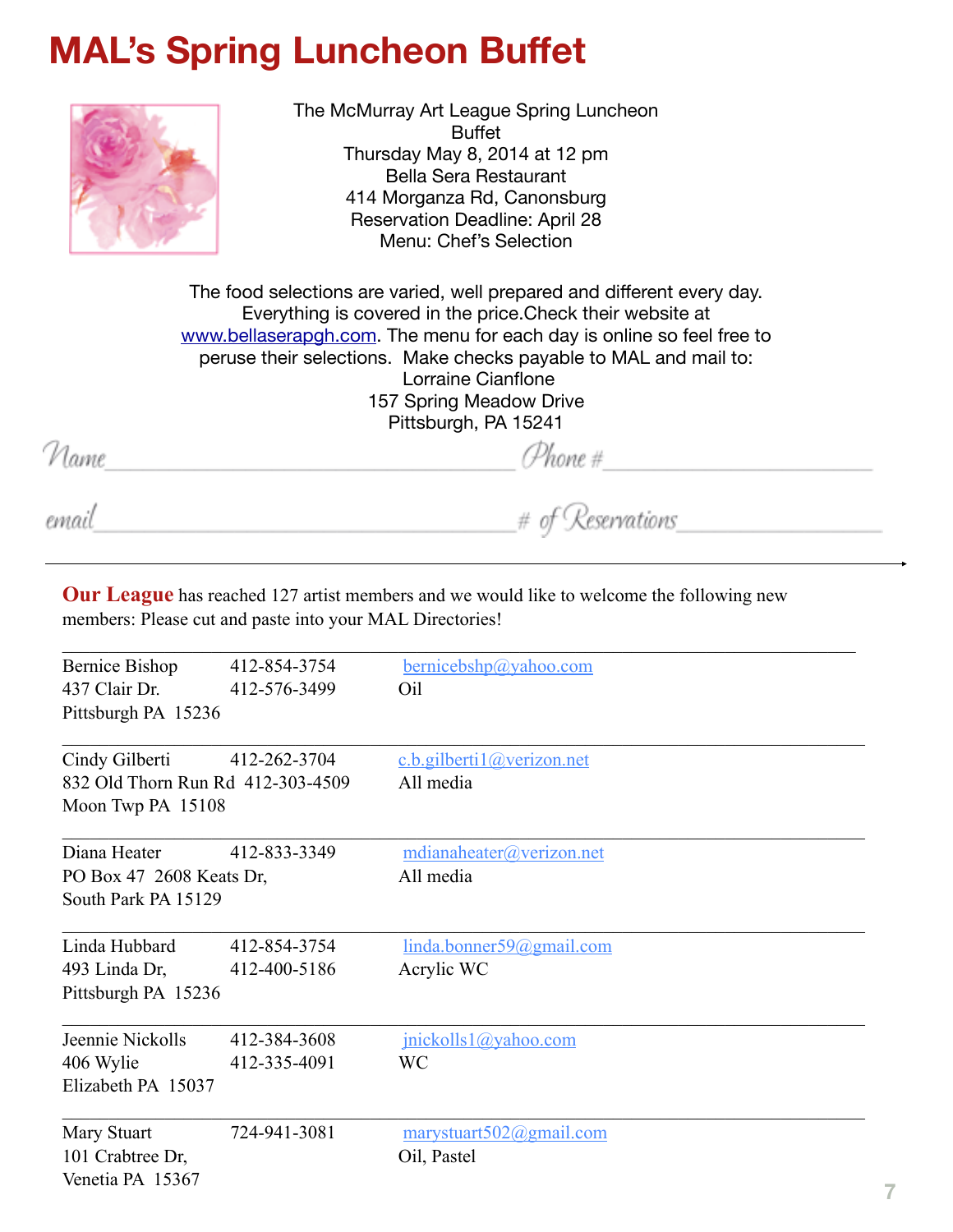# MAL's Spring Luncheon Buffet

The McMurray Art League Spring Luncheon Buffet
Thursday May 8, 2014 at 12 pm
Bella Sera Restaurant
414 Morganza Rd, Canonsburg
Reservation Deadline: April 28
Menu: Chef's Selection

The food selections are varied, well prepared and different every day. Everything is covered in the price.Check their website at www.bellaserapgh.com. The menu for each day is online so feel free to peruse their selections. Make checks payable to MAL and mail to:
Lorraine Cianflone
157 Spring Meadow Drive
Pittsburgh, PA 15241

Name________________________________ Phone #____________________

email________________________________ # of Reservations______________

---

**Our League** has reached 127 artist members and we would like to welcome the following new members: Please cut and paste into your MAL Directories!

| | | |
|---|---|---|
| Bernice Bishop<br>437 Clair Dr.<br>Pittsburgh PA 15236 | 412-854-3754<br>412-576-3499 | bernicebshp@yahoo.com<br>Oil |
| Cindy Gilberti<br>832 Old Thorn Run Rd<br>Moon Twp PA 15108 | 412-262-3704<br>412-303-4509 | c.b.gilberti1@verizon.net<br>All media |
| Diana Heater<br>PO Box 47 2608 Keats Dr,<br>South Park PA 15129 | 412-833-3349 | mdianaheater@verizon.net<br>All media |
| Linda Hubbard<br>493 Linda Dr,<br>Pittsburgh PA 15236 | 412-854-3754<br>412-400-5186 | linda.bonner59@gmail.com<br>Acrylic WC |
| Jeennie Nickolls<br>406 Wylie<br>Elizabeth PA 15037 | 412-384-3608<br>412-335-4091 | jnickolls1@yahoo.com<br>WC |
| Mary Stuart<br>101 Crabtree Dr,<br>Venetia PA 15367 | 724-941-3081 | marystuart502@gmail.com<br>Oil, Pastel |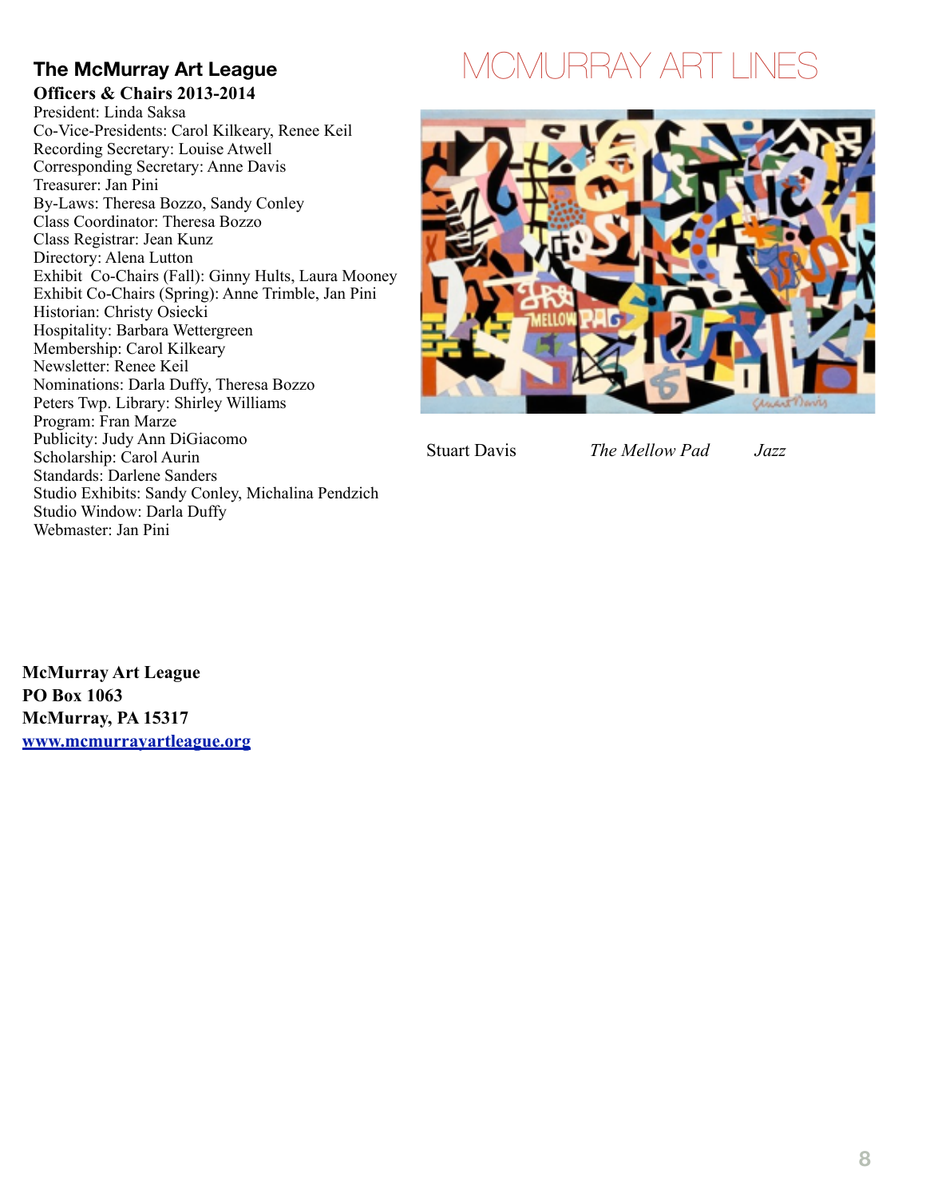# MCMURRAY ART LINES

## The McMurray Art League

**Officers & Chairs 2013-2014**

President: Linda Saksa
Co-Vice-Presidents: Carol Kilkeary, Renee Keil
Recording Secretary: Louise Atwell
Corresponding Secretary: Anne Davis
Treasurer: Jan Pini
By-Laws: Theresa Bozzo, Sandy Conley
Class Coordinator: Theresa Bozzo
Class Registrar: Jean Kunz
Directory: Alena Lutton
Exhibit Co-Chairs (Fall): Ginny Hults, Laura Mooney
Exhibit Co-Chairs (Spring): Anne Trimble, Jan Pini
Historian: Christy Osiecki
Hospitality: Barbara Wettergreen
Membership: Carol Kilkeary
Newsletter: Renee Keil
Nominations: Darla Duffy, Theresa Bozzo
Peters Twp. Library: Shirley Williams
Program: Fran Marze
Publicity: Judy Ann DiGiacomo
Scholarship: Carol Aurin
Standards: Darlene Sanders
Studio Exhibits: Sandy Conley, Michalina Pendzich
Studio Window: Darla Duffy
Webmaster: Jan Pini

Stuart Davis *The Mellow Pad* *Jazz*

**McMurray Art League**
**PO Box 1063**
**McMurray, PA 15317**
**[www.mcmurrayartleague.org](http://www.mcmurrayartleague.org)**